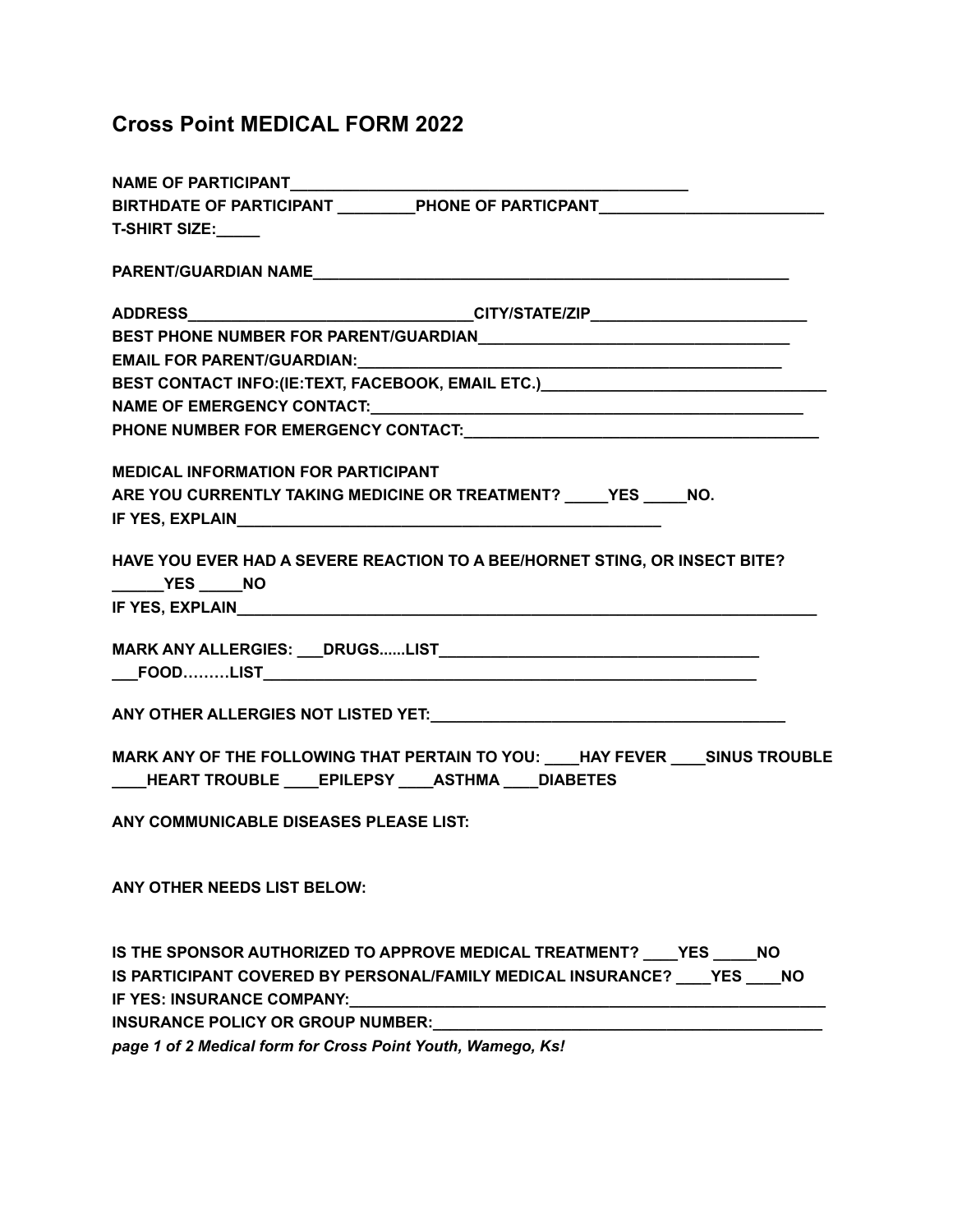# Cross Point MEDICAL FORM 2022

**NAME OF PARTICIPANT_______________________________________________**
**BIRTHDATE OF PARTICIPANT _________PHONE OF PARTICPANT_________________________**
**T-SHIRT SIZE:_____**

**PARENT/GUARDIAN NAME_________________________________________________________**

**ADDRESS________________________________CITY/STATE/ZIP_________________________**
**BEST PHONE NUMBER FOR PARENT/GUARDIAN___________________________________**
**EMAIL FOR PARENT/GUARDIAN:_______________________________________________**
**BEST CONTACT INFO:(IE:TEXT, FACEBOOK, EMAIL ETC.)________________________________**
**NAME OF EMERGENCY CONTACT:_______________________________________________**
**PHONE NUMBER FOR EMERGENCY CONTACT:_______________________________________**

**MEDICAL INFORMATION FOR PARTICIPANT**
**ARE YOU CURRENTLY TAKING MEDICINE OR TREATMENT? _____YES _____NO.**
**IF YES, EXPLAIN__________________________________________________**

**HAVE YOU EVER HAD A SEVERE REACTION TO A BEE/HORNET STING, OR INSECT BITE?**
**______YES _____NO**
**IF YES, EXPLAIN____________________________________________________________________**

**MARK ANY ALLERGIES: ___DRUGS......LIST_____________________________________**
**___FOOD………LIST__________________________________________________________**

**ANY OTHER ALLERGIES NOT LISTED YET:_________________________________________**

**MARK ANY OF THE FOLLOWING THAT PERTAIN TO YOU: ____HAY FEVER ____SINUS TROUBLE ____HEART TROUBLE ____EPILEPSY ____ASTHMA ____DIABETES**

**ANY COMMUNICABLE DISEASES PLEASE LIST:**

**ANY OTHER NEEDS LIST BELOW:**

**IS THE SPONSOR AUTHORIZED TO APPROVE MEDICAL TREATMENT? ____YES _____NO**
**IS PARTICIPANT COVERED BY PERSONAL/FAMILY MEDICAL INSURANCE? ____YES ____NO**
**IF YES: INSURANCE COMPANY:_________________________________________________________**
**INSURANCE POLICY OR GROUP NUMBER:_____________________________________________**

***page 1 of 2 Medical form for Cross Point Youth, Wamego, Ks!***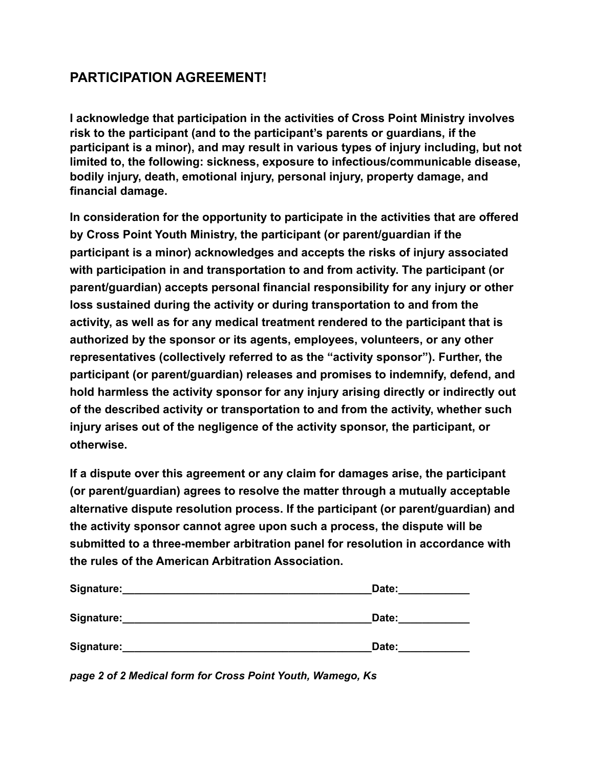## PARTICIPATION AGREEMENT!

**I acknowledge that participation in the activities of Cross Point Ministry involves risk to the participant (and to the participant's parents or guardians, if the participant is a minor), and may result in various types of injury including, but not limited to, the following: sickness, exposure to infectious/communicable disease, bodily injury, death, emotional injury, personal injury, property damage, and financial damage.**

**In consideration for the opportunity to participate in the activities that are offered by Cross Point Youth Ministry, the participant (or parent/guardian if the participant is a minor) acknowledges and accepts the risks of injury associated with participation in and transportation to and from activity. The participant (or parent/guardian) accepts personal financial responsibility for any injury or other loss sustained during the activity or during transportation to and from the activity, as well as for any medical treatment rendered to the participant that is authorized by the sponsor or its agents, employees, volunteers, or any other representatives (collectively referred to as the "activity sponsor"). Further, the participant (or parent/guardian) releases and promises to indemnify, defend, and hold harmless the activity sponsor for any injury arising directly or indirectly out of the described activity or transportation to and from the activity, whether such injury arises out of the negligence of the activity sponsor, the participant, or otherwise.**

**If a dispute over this agreement or any claim for damages arise, the participant (or parent/guardian) agrees to resolve the matter through a mutually acceptable alternative dispute resolution process. If the participant (or parent/guardian) and the activity sponsor cannot agree upon such a process, the dispute will be submitted to a three-member arbitration panel for resolution in accordance with the rules of the American Arbitration Association.**

**Signature:**__________________________________________ **Date:**____________

**Signature:**__________________________________________ **Date:**____________

**Signature:**__________________________________________ **Date:**____________

***page 2 of 2 Medical form for Cross Point Youth, Wamego, Ks***